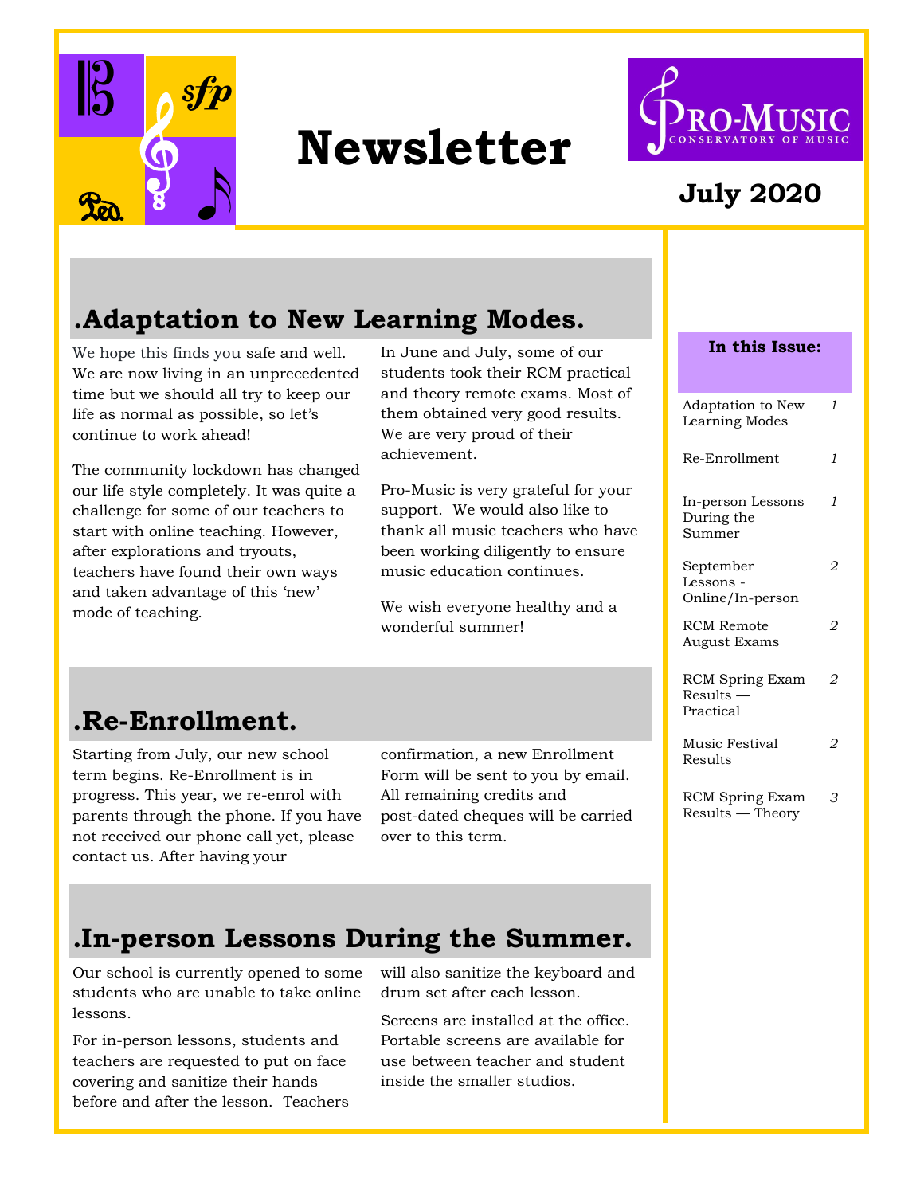# Newsletter

**Pro-Music Conservatory of Music**

**July 2020**

**In this Issue:**

| | |
|---|---|
| Adaptation to New Learning Modes | *1* |
| Re-Enrollment | *1* |
| In-person Lessons During the Summer | *1* |
| September Lessons - Online/In-person | *2* |
| RCM Remote August Exams | *2* |
| RCM Spring Exam Results — Practical | *2* |
| Music Festival Results | *2* |
| RCM Spring Exam Results — Theory | *3* |

## .Adaptation to New Learning Modes.

We hope this finds you safe and well. We are now living in an unprecedented time but we should all try to keep our life as normal as possible, so let's continue to work ahead!

The community lockdown has changed our life style completely. It was quite a challenge for some of our teachers to start with online teaching. However, after explorations and tryouts, teachers have found their own ways and taken advantage of this 'new' mode of teaching.

In June and July, some of our students took their RCM practical and theory remote exams. Most of them obtained very good results. We are very proud of their achievement.

Pro-Music is very grateful for your support. We would also like to thank all music teachers who have been working diligently to ensure music education continues.

We wish everyone healthy and a wonderful summer!

## .Re-Enrollment.

Starting from July, our new school term begins. Re-Enrollment is in progress. This year, we re-enrol with parents through the phone. If you have not received our phone call yet, please contact us. After having your confirmation, a new Enrollment Form will be sent to you by email. All remaining credits and post-dated cheques will be carried over to this term.

## .In-person Lessons During the Summer.

Our school is currently opened to some students who are unable to take online lessons.

For in-person lessons, students and teachers are requested to put on face covering and sanitize their hands before and after the lesson. Teachers will also sanitize the keyboard and drum set after each lesson.

Screens are installed at the office. Portable screens are available for use between teacher and student inside the smaller studios.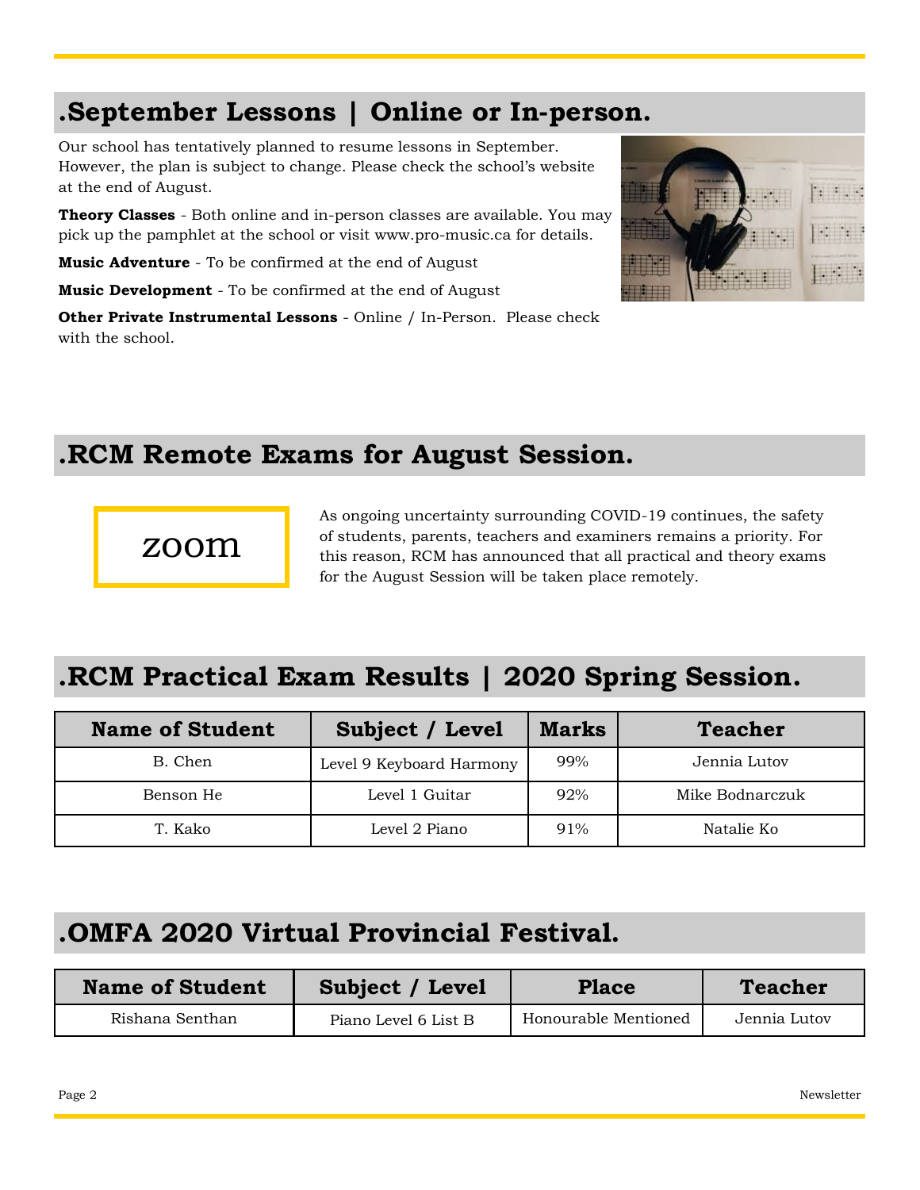## .September Lessons | Online or In-person.

Our school has tentatively planned to resume lessons in September. However, the plan is subject to change. Please check the school's website at the end of August.

**Theory Classes** - Both online and in-person classes are available. You may pick up the pamphlet at the school or visit www.pro-music.ca for details.

**Music Adventure** - To be confirmed at the end of August

**Music Development** - To be confirmed at the end of August

**Other Private Instrumental Lessons** - Online / In-Person. Please check with the school.

## .RCM Remote Exams for August Session.

zoom

As ongoing uncertainty surrounding COVID-19 continues, the safety of students, parents, teachers and examiners remains a priority. For this reason, RCM has announced that all practical and theory exams for the August Session will be taken place remotely.

## .RCM Practical Exam Results | 2020 Spring Session.

| Name of Student | Subject / Level | Marks | Teacher |
|---|---|---|---|
| B. Chen | Level 9 Keyboard Harmony | 99% | Jennia Lutov |
| Benson He | Level 1 Guitar | 92% | Mike Bodnarczuk |
| T. Kako | Level 2 Piano | 91% | Natalie Ko |

## .OMFA 2020 Virtual Provincial Festival.

| Name of Student | Subject / Level | Place | Teacher |
|---|---|---|---|
| Rishana Senthan | Piano Level 6 List B | Honourable Mentioned | Jennia Lutov |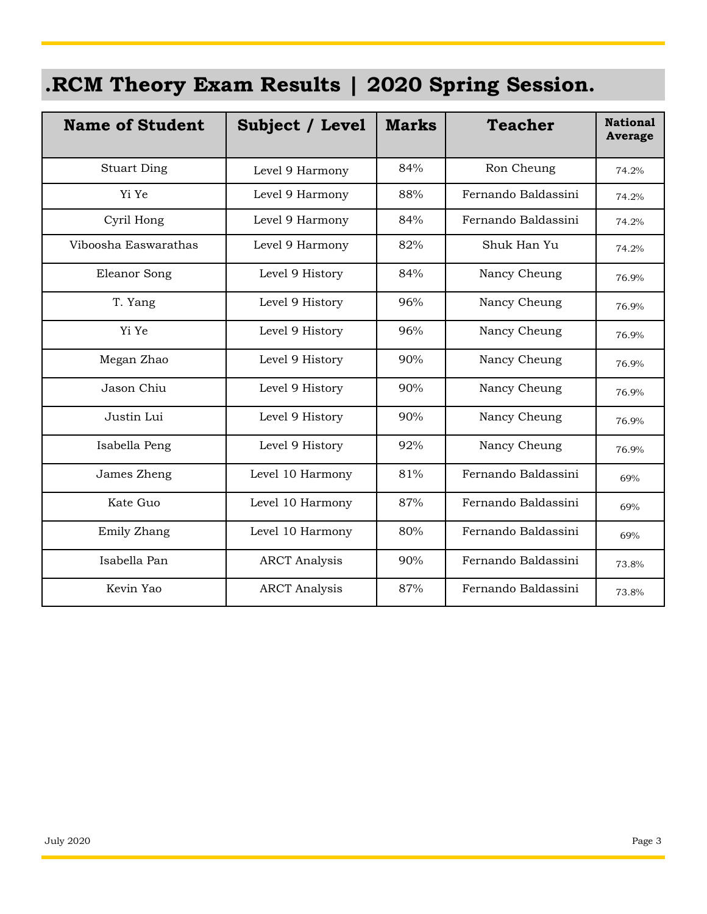# .RCM Theory Exam Results | 2020 Spring Session.

| Name of Student | Subject / Level | Marks | Teacher | National Average |
|---|---|---|---|---|
| Stuart Ding | Level 9 Harmony | 84% | Ron Cheung | 74.2% |
| Yi Ye | Level 9 Harmony | 88% | Fernando Baldassini | 74.2% |
| Cyril Hong | Level 9 Harmony | 84% | Fernando Baldassini | 74.2% |
| Viboosha Easwarathas | Level 9 Harmony | 82% | Shuk Han Yu | 74.2% |
| Eleanor Song | Level 9 History | 84% | Nancy Cheung | 76.9% |
| T. Yang | Level 9 History | 96% | Nancy Cheung | 76.9% |
| Yi Ye | Level 9 History | 96% | Nancy Cheung | 76.9% |
| Megan Zhao | Level 9 History | 90% | Nancy Cheung | 76.9% |
| Jason Chiu | Level 9 History | 90% | Nancy Cheung | 76.9% |
| Justin Lui | Level 9 History | 90% | Nancy Cheung | 76.9% |
| Isabella Peng | Level 9 History | 92% | Nancy Cheung | 76.9% |
| James Zheng | Level 10 Harmony | 81% | Fernando Baldassini | 69% |
| Kate Guo | Level 10 Harmony | 87% | Fernando Baldassini | 69% |
| Emily Zhang | Level 10 Harmony | 80% | Fernando Baldassini | 69% |
| Isabella Pan | ARCT Analysis | 90% | Fernando Baldassini | 73.8% |
| Kevin Yao | ARCT Analysis | 87% | Fernando Baldassini | 73.8% |